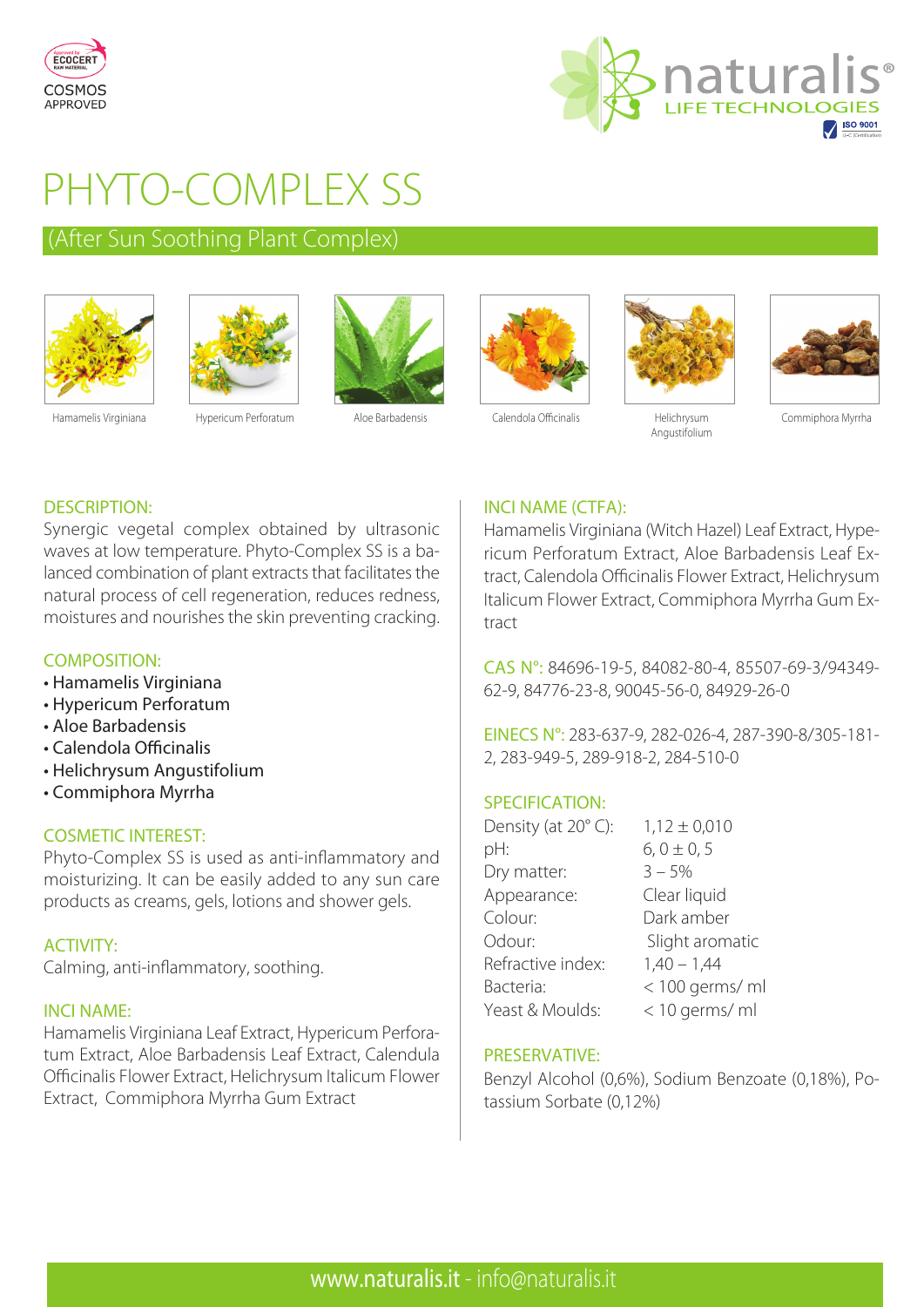ECOCERT COSMOS APPROVED

naturalis® LIFE TECHNOLOGIES

# PHYTO-COMPLEX SS

## (After Sun Soothing Plant Complex)

Hamamelis Virginiana | Hypericum Perforatum | Aloe Barbadensis | Calendola Officinalis | Helichrysum Angustifolium | Commiphora Myrrha

### DESCRIPTION:

Synergic vegetal complex obtained by ultrasonic waves at low temperature. Phyto-Complex SS is a balanced combination of plant extracts that facilitates the natural process of cell regeneration, reduces redness, moistures and nourishes the skin preventing cracking.

### COMPOSITION:

- Hamamelis Virginiana
- Hypericum Perforatum
- Aloe Barbadensis
- Calendola Officinalis
- Helichrysum Angustifolium
- Commiphora Myrrha

### COSMETIC INTEREST:

Phyto-Complex SS is used as anti-inflammatory and moisturizing. It can be easily added to any sun care products as creams, gels, lotions and shower gels.

### ACTIVITY:

Calming, anti-inflammatory, soothing.

### INCI NAME:

Hamamelis Virginiana Leaf Extract, Hypericum Perforatum Extract, Aloe Barbadensis Leaf Extract, Calendula Officinalis Flower Extract, Helichrysum Italicum Flower Extract, Commiphora Myrrha Gum Extract

### INCI NAME (CTFA):

Hamamelis Virginiana (Witch Hazel) Leaf Extract, Hypericum Perforatum Extract, Aloe Barbadensis Leaf Extract, Calendola Officinalis Flower Extract, Helichrysum Italicum Flower Extract, Commiphora Myrrha Gum Extract

CAS N°: 84696-19-5, 84082-80-4, 85507-69-3/94349-62-9, 84776-23-8, 90045-56-0, 84929-26-0

EINECS N°: 283-637-9, 282-026-4, 287-390-8/305-181-2, 283-949-5, 289-918-2, 284-510-0

### SPECIFICATION:

| | |
|---|---|
| Density (at 20° C): | 1,12 ± 0,010 |
| pH: | 6, 0 ± 0, 5 |
| Dry matter: | 3 – 5% |
| Appearance: | Clear liquid |
| Colour: | Dark amber |
| Odour: | Slight aromatic |
| Refractive index: | 1,40 – 1,44 |
| Bacteria: | < 100 germs/ ml |
| Yeast & Moulds: | < 10 germs/ ml |

### PRESERVATIVE:

Benzyl Alcohol (0,6%), Sodium Benzoate (0,18%), Potassium Sorbate (0,12%)

www.naturalis.it - info@naturalis.it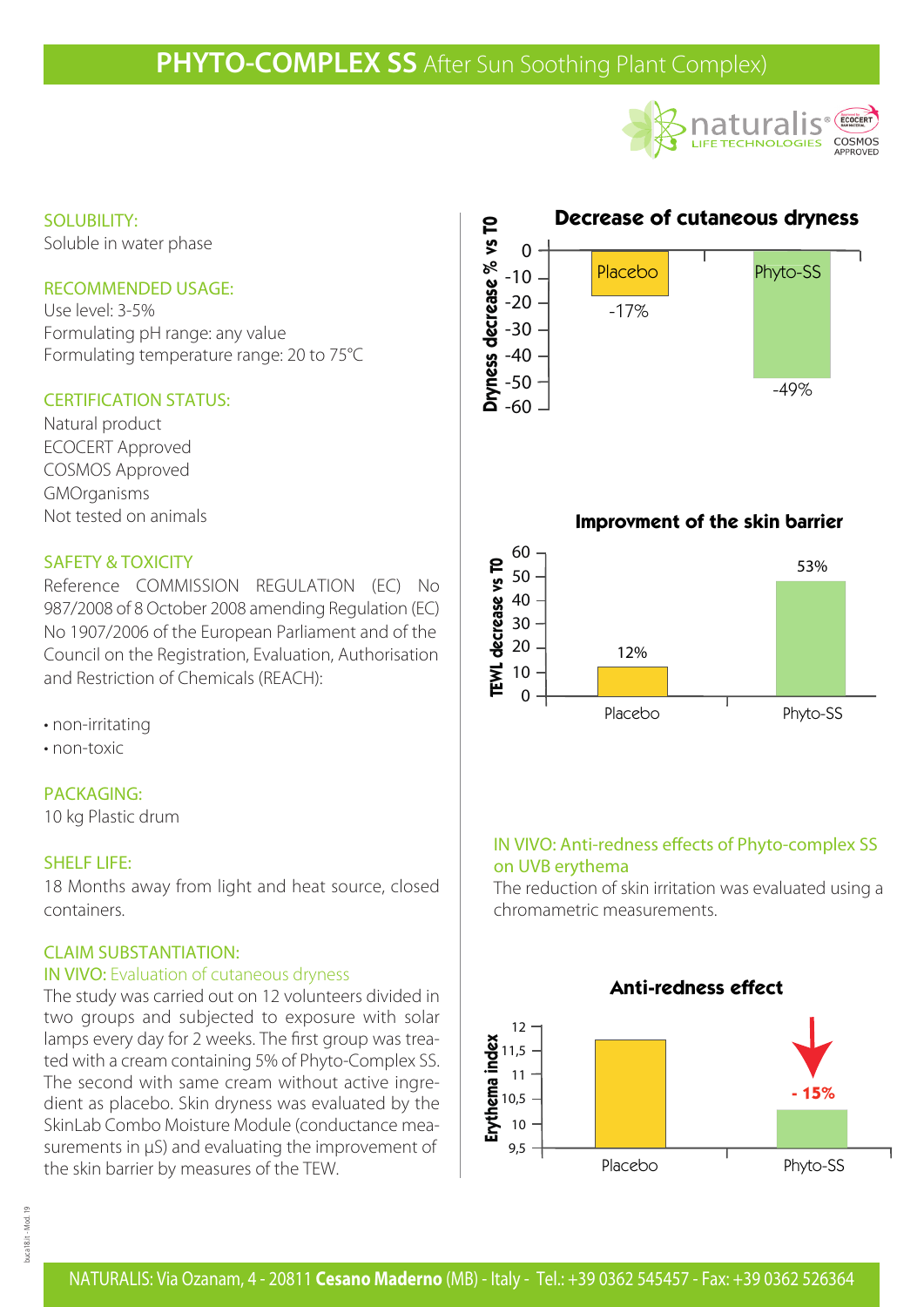# PHYTO-COMPLEX SS After Sun Soothing Plant Complex)

naturalis® LIFE TECHNOLOGIES
ECOCERT COSMOS APPROVED

## SOLUBILITY:

Soluble in water phase

## RECOMMENDED USAGE:

Use level: 3-5%
Formulating pH range: any value
Formulating temperature range: 20 to 75°C

## CERTIFICATION STATUS:

Natural product
ECOCERT Approved
COSMOS Approved
GMOrganisms
Not tested on animals

## SAFETY & TOXICITY

Reference COMMISSION REGULATION (EC) No 987/2008 of 8 October 2008 amending Regulation (EC) No 1907/2006 of the European Parliament and of the Council on the Registration, Evaluation, Authorisation and Restriction of Chemicals (REACH):

- non-irritating
- non-toxic

## PACKAGING:

10 kg Plastic drum

## SHELF LIFE:

18 Months away from light and heat source, closed containers.

## CLAIM SUBSTANTIATION:

### IN VIVO: Evaluation of cutaneous dryness

The study was carried out on 12 volunteers divided in two groups and subjected to exposure with solar lamps every day for 2 weeks. The first group was treated with a cream containing 5% of Phyto-Complex SS. The second with same cream without active ingredient as placebo. Skin dryness was evaluated by the SkinLab Combo Moisture Module (conductance measurements in μS) and evaluating the improvement of the skin barrier by measures of the TEW.

**Decrease of cutaneous dryness**

Dryness decrease % vs T0
0
-10
-20
-30
-40
-50
-60
Placebo
-17%
Phyto-SS
-49%

**Improvment of the skin barrier**

TEWL decrease vs T0
60
50
40
30
20
10
0
12%
53%
Placebo
Phyto-SS

### IN VIVO: Anti-redness effects of Phyto-complex SS on UVB erythema

The reduction of skin irritation was evaluated using a chromametric measurements.

**Anti-redness effect**

Erythema index
12
11,5
11
10,5
10
9,5
- 15%
Placebo
Phyto-SS

NATURALIS: Via Ozanam, 4 - 20811 **Cesano Maderno** (MB) - Italy - Tel.: +39 0362 545457 - Fax: +39 0362 526364